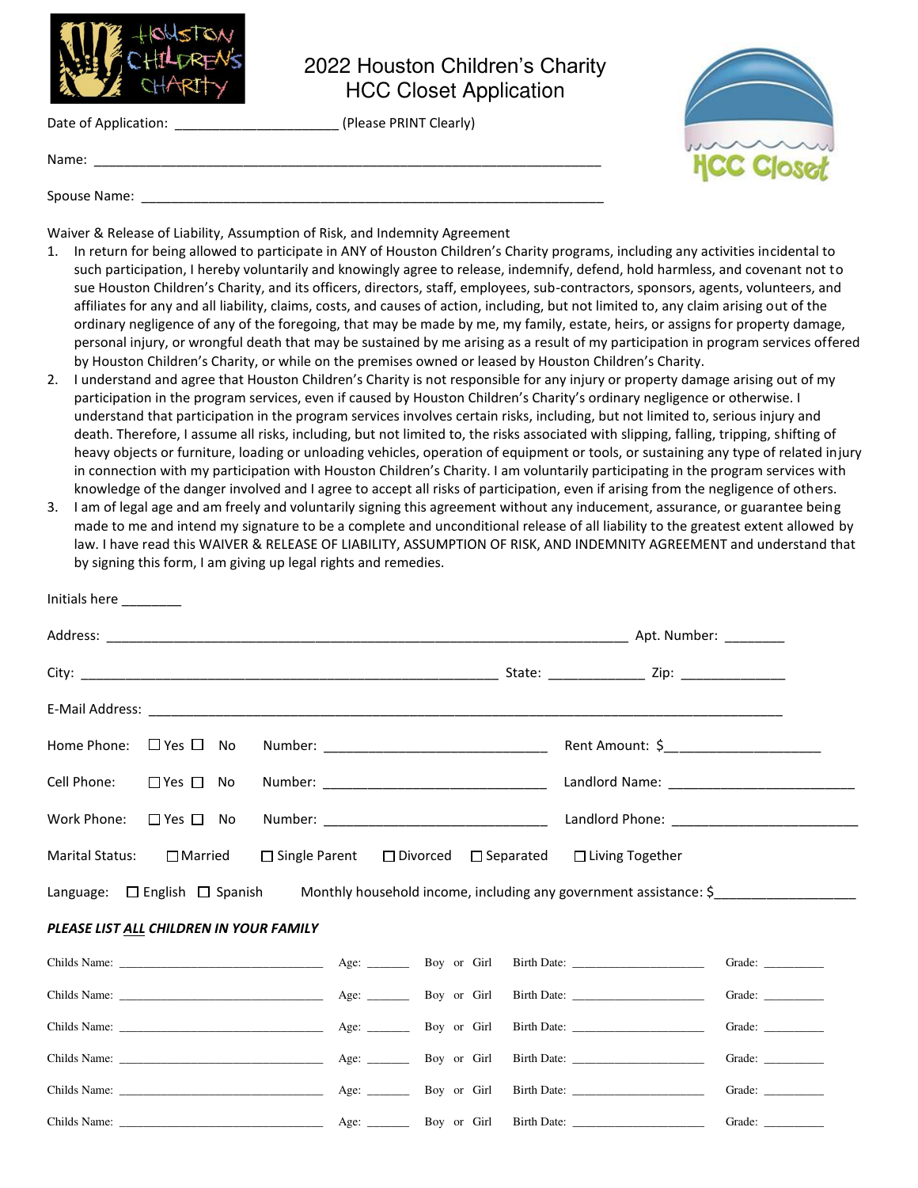# 2022 Houston Children's Charity HCC Closet Application

Date of Application: _____________________ (Please PRINT Clearly)

Name: ____________________________________________________________________

Spouse Name: ______________________________________________________________

Waiver & Release of Liability, Assumption of Risk, and Indemnity Agreement

1. In return for being allowed to participate in ANY of Houston Children's Charity programs, including any activities incidental to such participation, I hereby voluntarily and knowingly agree to release, indemnify, defend, hold harmless, and covenant not to sue Houston Children's Charity, and its officers, directors, staff, employees, sub-contractors, sponsors, agents, volunteers, and affiliates for any and all liability, claims, costs, and causes of action, including, but not limited to, any claim arising out of the ordinary negligence of any of the foregoing, that may be made by me, my family, estate, heirs, or assigns for property damage, personal injury, or wrongful death that may be sustained by me arising as a result of my participation in program services offered by Houston Children's Charity, or while on the premises owned or leased by Houston Children's Charity.
2. I understand and agree that Houston Children's Charity is not responsible for any injury or property damage arising out of my participation in the program services, even if caused by Houston Children's Charity's ordinary negligence or otherwise. I understand that participation in the program services involves certain risks, including, but not limited to, serious injury and death. Therefore, I assume all risks, including, but not limited to, the risks associated with slipping, falling, tripping, shifting of heavy objects or furniture, loading or unloading vehicles, operation of equipment or tools, or sustaining any type of related injury in connection with my participation with Houston Children's Charity. I am voluntarily participating in the program services with knowledge of the danger involved and I agree to accept all risks of participation, even if arising from the negligence of others.
3. I am of legal age and am freely and voluntarily signing this agreement without any inducement, assurance, or guarantee being made to me and intend my signature to be a complete and unconditional release of all liability to the greatest extent allowed by law. I have read this WAIVER & RELEASE OF LIABILITY, ASSUMPTION OF RISK, AND INDEMNITY AGREEMENT and understand that by signing this form, I am giving up legal rights and remedies.

Initials here ________

Address: _________________________________________________________________ Apt. Number: ________

City: ______________________________________________________ State: ____________ Zip: _____________

E-Mail Address: ____________________________________________________________________________

Home Phone: ☐ Yes ☐ No Number: ____________________________ Rent Amount: $____________________

Cell Phone: ☐ Yes ☐ No Number: ____________________________ Landlord Name: ________________________

Work Phone: ☐ Yes ☐ No Number: ____________________________ Landlord Phone: ________________________

Marital Status: ☐ Married ☐ Single Parent ☐ Divorced ☐ Separated ☐ Living Together

Language: ☐ English ☐ Spanish Monthly household income, including any government assistance: $__________________

***PLEASE LIST ALL CHILDREN IN YOUR FAMILY***

Childs Name: ______________________________ Age: ______ Boy or Girl Birth Date: ____________________ Grade: _________

Childs Name: ______________________________ Age: ______ Boy or Girl Birth Date: ____________________ Grade: _________

Childs Name: ______________________________ Age: ______ Boy or Girl Birth Date: ____________________ Grade: _________

Childs Name: ______________________________ Age: ______ Boy or Girl Birth Date: ____________________ Grade: _________

Childs Name: ______________________________ Age: ______ Boy or Girl Birth Date: ____________________ Grade: _________

Childs Name: ______________________________ Age: ______ Boy or Girl Birth Date: ____________________ Grade: _________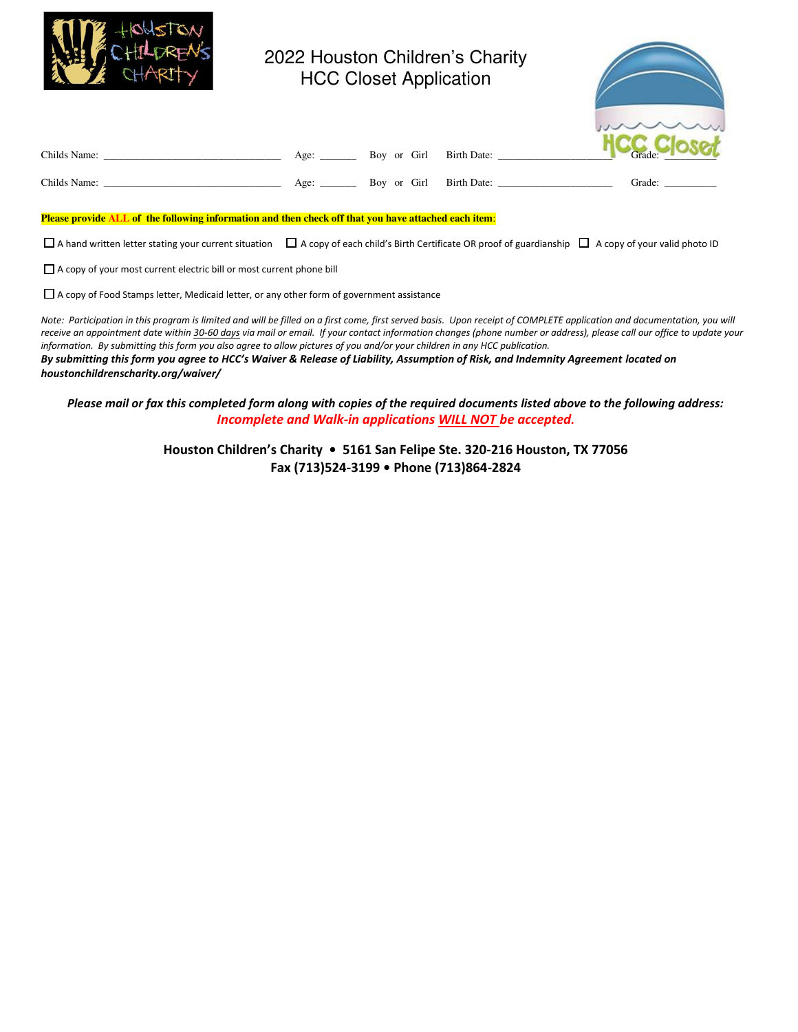# 2022 Houston Children's Charity HCC Closet Application

Childs Name: ________________________________ Age: _______ Boy or Girl Birth Date: ____________________ Grade: __________

Childs Name: ________________________________ Age: _______ Boy or Girl Birth Date: ____________________ Grade: __________

**Please provide ALL of the following information and then check off that you have attached each item:**

- ☐ A hand written letter stating your current situation
- ☐ A copy of each child's Birth Certificate OR proof of guardianship
- ☐ A copy of your valid photo ID
- ☐ A copy of your most current electric bill or most current phone bill
- ☐ A copy of Food Stamps letter, Medicaid letter, or any other form of government assistance

*Note: Participation in this program is limited and will be filled on a first come, first served basis. Upon receipt of COMPLETE application and documentation, you will receive an appointment date within 30-60 days via mail or email. If your contact information changes (phone number or address), please call our office to update your information. By submitting this form you also agree to allow pictures of you and/or your children in any HCC publication.*

***By submitting this form you agree to HCC's Waiver & Release of Liability, Assumption of Risk, and Indemnity Agreement located on houstonchildrenscharity.org/waiver/***

***Please mail or fax this completed form along with copies of the required documents listed above to the following address:***

***Incomplete and Walk-in applications WILL NOT be accepted.***

**Houston Children's Charity • 5161 San Felipe Ste. 320-216 Houston, TX 77056**

**Fax (713)524-3199 • Phone (713)864-2824**